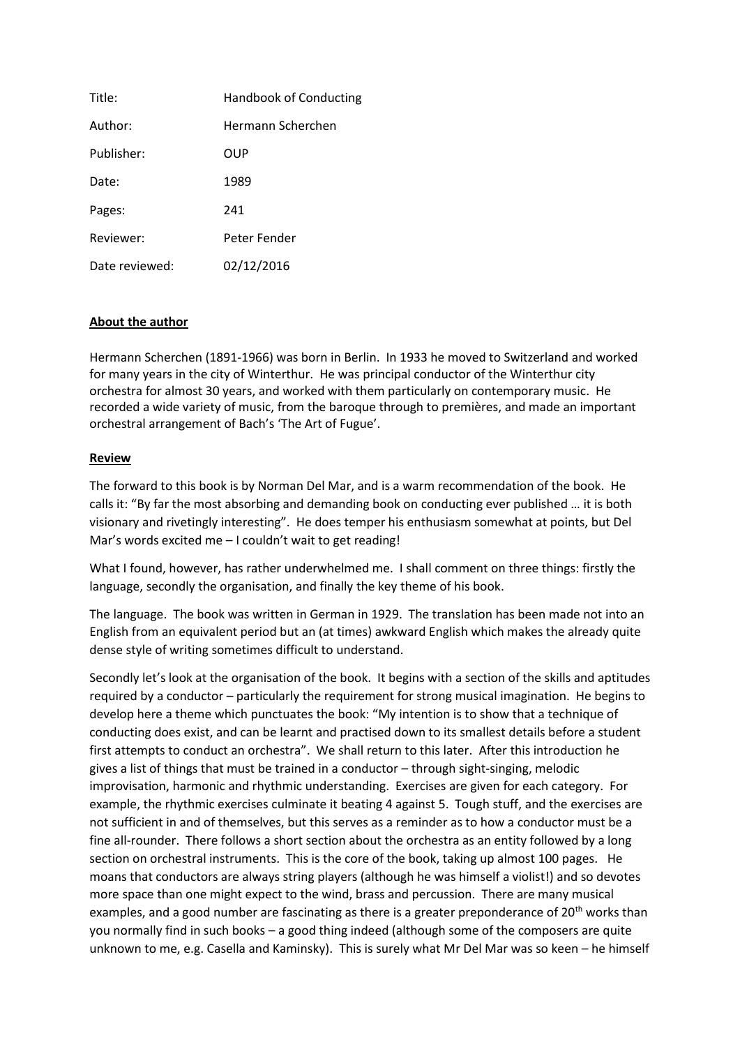| | |
|---|---|
| Title: | Handbook of Conducting |
| Author: | Hermann Scherchen |
| Publisher: | OUP |
| Date: | 1989 |
| Pages: | 241 |
| Reviewer: | Peter Fender |
| Date reviewed: | 02/12/2016 |

**About the author**

Hermann Scherchen (1891-1966) was born in Berlin. In 1933 he moved to Switzerland and worked for many years in the city of Winterthur. He was principal conductor of the Winterthur city orchestra for almost 30 years, and worked with them particularly on contemporary music. He recorded a wide variety of music, from the baroque through to premières, and made an important orchestral arrangement of Bach's 'The Art of Fugue'.

**Review**

The forward to this book is by Norman Del Mar, and is a warm recommendation of the book. He calls it: "By far the most absorbing and demanding book on conducting ever published … it is both visionary and rivetingly interesting". He does temper his enthusiasm somewhat at points, but Del Mar's words excited me – I couldn't wait to get reading!

What I found, however, has rather underwhelmed me. I shall comment on three things: firstly the language, secondly the organisation, and finally the key theme of his book.

The language. The book was written in German in 1929. The translation has been made not into an English from an equivalent period but an (at times) awkward English which makes the already quite dense style of writing sometimes difficult to understand.

Secondly let's look at the organisation of the book. It begins with a section of the skills and aptitudes required by a conductor – particularly the requirement for strong musical imagination. He begins to develop here a theme which punctuates the book: "My intention is to show that a technique of conducting does exist, and can be learnt and practised down to its smallest details before a student first attempts to conduct an orchestra". We shall return to this later. After this introduction he gives a list of things that must be trained in a conductor – through sight-singing, melodic improvisation, harmonic and rhythmic understanding. Exercises are given for each category. For example, the rhythmic exercises culminate it beating 4 against 5. Tough stuff, and the exercises are not sufficient in and of themselves, but this serves as a reminder as to how a conductor must be a fine all-rounder. There follows a short section about the orchestra as an entity followed by a long section on orchestral instruments. This is the core of the book, taking up almost 100 pages. He moans that conductors are always string players (although he was himself a violist!) and so devotes more space than one might expect to the wind, brass and percussion. There are many musical examples, and a good number are fascinating as there is a greater preponderance of 20th works than you normally find in such books – a good thing indeed (although some of the composers are quite unknown to me, e.g. Casella and Kaminsky). This is surely what Mr Del Mar was so keen – he himself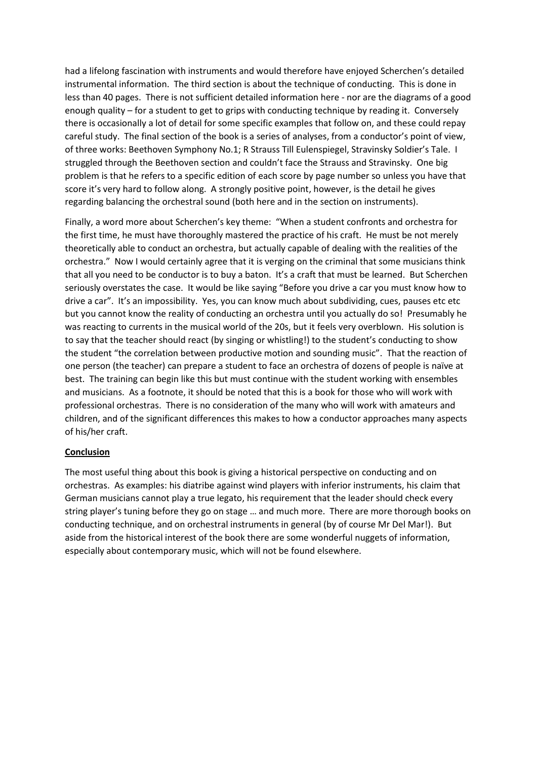had a lifelong fascination with instruments and would therefore have enjoyed Scherchen's detailed instrumental information. The third section is about the technique of conducting. This is done in less than 40 pages. There is not sufficient detailed information here - nor are the diagrams of a good enough quality – for a student to get to grips with conducting technique by reading it. Conversely there is occasionally a lot of detail for some specific examples that follow on, and these could repay careful study. The final section of the book is a series of analyses, from a conductor's point of view, of three works: Beethoven Symphony No.1; R Strauss Till Eulenspiegel, Stravinsky Soldier's Tale. I struggled through the Beethoven section and couldn't face the Strauss and Stravinsky. One big problem is that he refers to a specific edition of each score by page number so unless you have that score it's very hard to follow along. A strongly positive point, however, is the detail he gives regarding balancing the orchestral sound (both here and in the section on instruments).

Finally, a word more about Scherchen's key theme: "When a student confronts and orchestra for the first time, he must have thoroughly mastered the practice of his craft. He must be not merely theoretically able to conduct an orchestra, but actually capable of dealing with the realities of the orchestra." Now I would certainly agree that it is verging on the criminal that some musicians think that all you need to be conductor is to buy a baton. It's a craft that must be learned. But Scherchen seriously overstates the case. It would be like saying "Before you drive a car you must know how to drive a car". It's an impossibility. Yes, you can know much about subdividing, cues, pauses etc etc but you cannot know the reality of conducting an orchestra until you actually do so! Presumably he was reacting to currents in the musical world of the 20s, but it feels very overblown. His solution is to say that the teacher should react (by singing or whistling!) to the student's conducting to show the student "the correlation between productive motion and sounding music". That the reaction of one person (the teacher) can prepare a student to face an orchestra of dozens of people is naïve at best. The training can begin like this but must continue with the student working with ensembles and musicians. As a footnote, it should be noted that this is a book for those who will work with professional orchestras. There is no consideration of the many who will work with amateurs and children, and of the significant differences this makes to how a conductor approaches many aspects of his/her craft.

**Conclusion**

The most useful thing about this book is giving a historical perspective on conducting and on orchestras. As examples: his diatribe against wind players with inferior instruments, his claim that German musicians cannot play a true legato, his requirement that the leader should check every string player's tuning before they go on stage … and much more. There are more thorough books on conducting technique, and on orchestral instruments in general (by of course Mr Del Mar!). But aside from the historical interest of the book there are some wonderful nuggets of information, especially about contemporary music, which will not be found elsewhere.